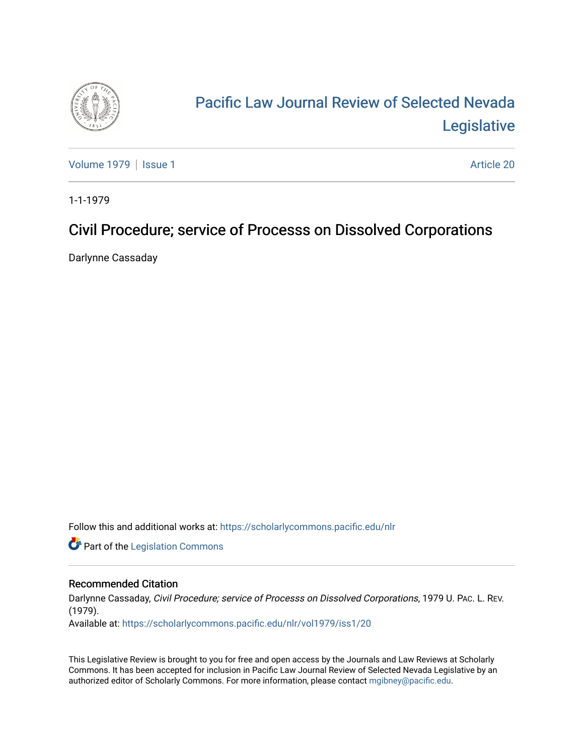# Pacific Law Journal Review of Selected Nevada Legislative

Volume 1979 | Issue 1

Article 20

1-1-1979

## Civil Procedure; service of Processs on Dissolved Corporations

Darlynne Cassaday

Follow this and additional works at: https://scholarlycommons.pacific.edu/nlr

Part of the Legislation Commons

### Recommended Citation

Darlynne Cassaday, *Civil Procedure; service of Processs on Dissolved Corporations*, 1979 U. PAC. L. REV. (1979).

Available at: https://scholarlycommons.pacific.edu/nlr/vol1979/iss1/20

This Legislative Review is brought to you for free and open access by the Journals and Law Reviews at Scholarly Commons. It has been accepted for inclusion in Pacific Law Journal Review of Selected Nevada Legislative by an authorized editor of Scholarly Commons. For more information, please contact mgibney@pacific.edu.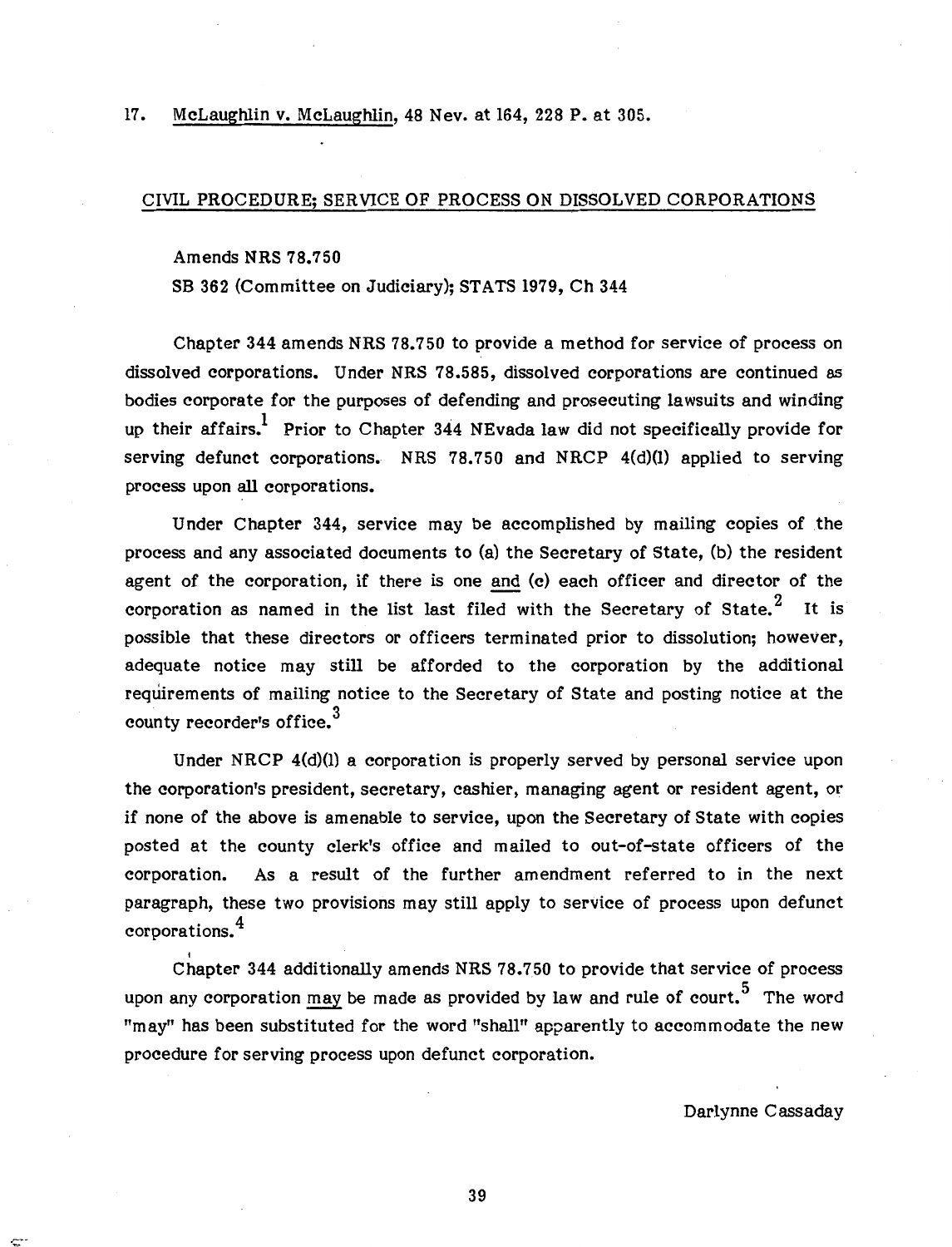17. McLaughlin v. McLaughlin, 48 Nev. at 164, 228 P. at 305.

## CIVIL PROCEDURE; SERVICE OF PROCESS ON DISSOLVED CORPORATIONS

Amends NRS 78.750

SB 362 (Committee on Judiciary); STATS 1979, Ch 344

Chapter 344 amends NRS 78.750 to provide a method for service of process on dissolved corporations. Under NRS 78.585, dissolved corporations are continued as bodies corporate for the purposes of defending and prosecuting lawsuits and winding up their affairs.[1] Prior to Chapter 344 NEvada law did not specifically provide for serving defunct corporations. NRS 78.750 and NRCP 4(d)(1) applied to serving process upon all corporations.

Under Chapter 344, service may be accomplished by mailing copies of the process and any associated documents to (a) the Secretary of State, (b) the resident agent of the corporation, if there is one and (c) each officer and director of the corporation as named in the list last filed with the Secretary of State.[2] It is possible that these directors or officers terminated prior to dissolution; however, adequate notice may still be afforded to the corporation by the additional requirements of mailing notice to the Secretary of State and posting notice at the county recorder's office.[3]

Under NRCP 4(d)(1) a corporation is properly served by personal service upon the corporation's president, secretary, cashier, managing agent or resident agent, or if none of the above is amenable to service, upon the Secretary of State with copies posted at the county clerk's office and mailed to out-of-state officers of the corporation. As a result of the further amendment referred to in the next paragraph, these two provisions may still apply to service of process upon defunct corporations.[4]

Chapter 344 additionally amends NRS 78.750 to provide that service of process upon any corporation may be made as provided by law and rule of court.[5] The word "may" has been substituted for the word "shall" apparently to accommodate the new procedure for serving process upon defunct corporation.

Darlynne Cassaday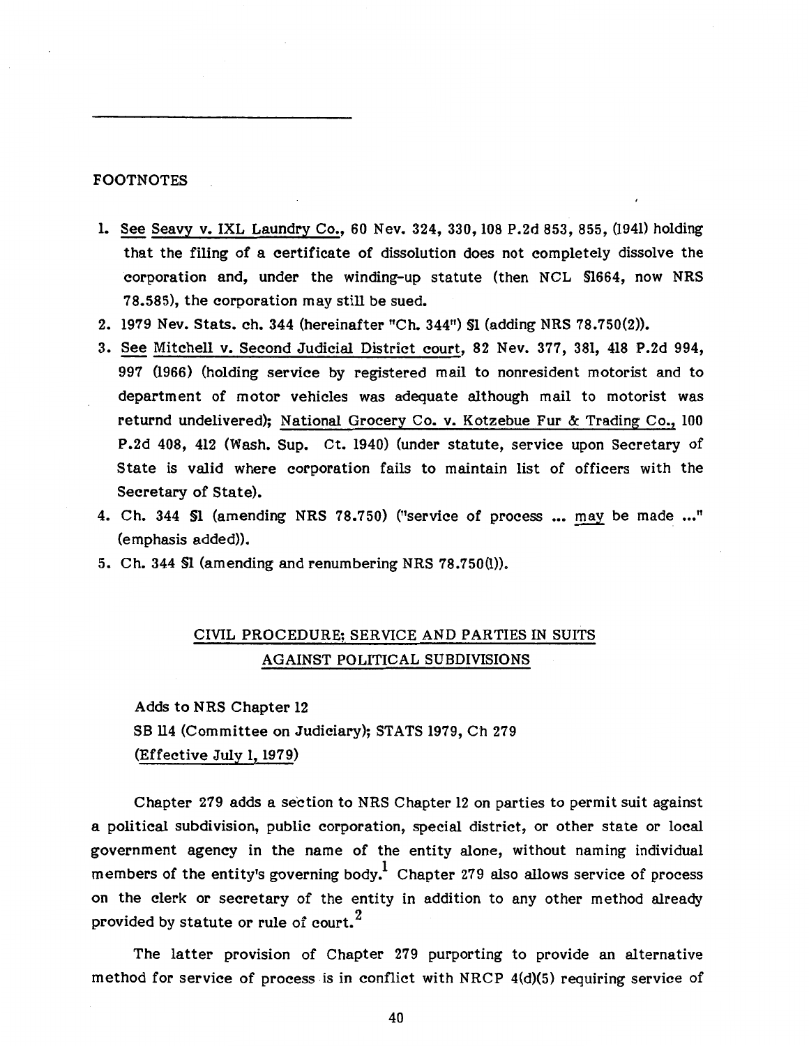---

FOOTNOTES

1. See Seavy v. IXL Laundry Co., 60 Nev. 324, 330, 108 P.2d 853, 855, (1941) holding that the filing of a certificate of dissolution does not completely dissolve the corporation and, under the winding-up statute (then NCL §1664, now NRS 78.585), the corporation may still be sued.
2. 1979 Nev. Stats. ch. 344 (hereinafter "Ch. 344") §1 (adding NRS 78.750(2)).
3. See Mitchell v. Second Judicial District court, 82 Nev. 377, 381, 418 P.2d 994, 997 (1966) (holding service by registered mail to nonresident motorist and to department of motor vehicles was adequate although mail to motorist was returnd undelivered); National Grocery Co. v. Kotzebue Fur & Trading Co., 100 P.2d 408, 412 (Wash. Sup. Ct. 1940) (under statute, service upon Secretary of State is valid where corporation fails to maintain list of officers with the Secretary of State).
4. Ch. 344 §1 (amending NRS 78.750) ("service of process ... may be made ..." (emphasis added)).
5. Ch. 344 §1 (amending and renumbering NRS 78.750(1)).

## CIVIL PROCEDURE; SERVICE AND PARTIES IN SUITS AGAINST POLITICAL SUBDIVISIONS

Adds to NRS Chapter 12
SB 114 (Committee on Judiciary); STATS 1979, Ch 279
(Effective July 1, 1979)

Chapter 279 adds a section to NRS Chapter 12 on parties to permit suit against a political subdivision, public corporation, special district, or other state or local government agency in the name of the entity alone, without naming individual members of the entity's governing body.[1] Chapter 279 also allows service of process on the clerk or secretary of the entity in addition to any other method already provided by statute or rule of court.[2]

The latter provision of Chapter 279 purporting to provide an alternative method for service of process is in conflict with NRCP 4(d)(5) requiring service of